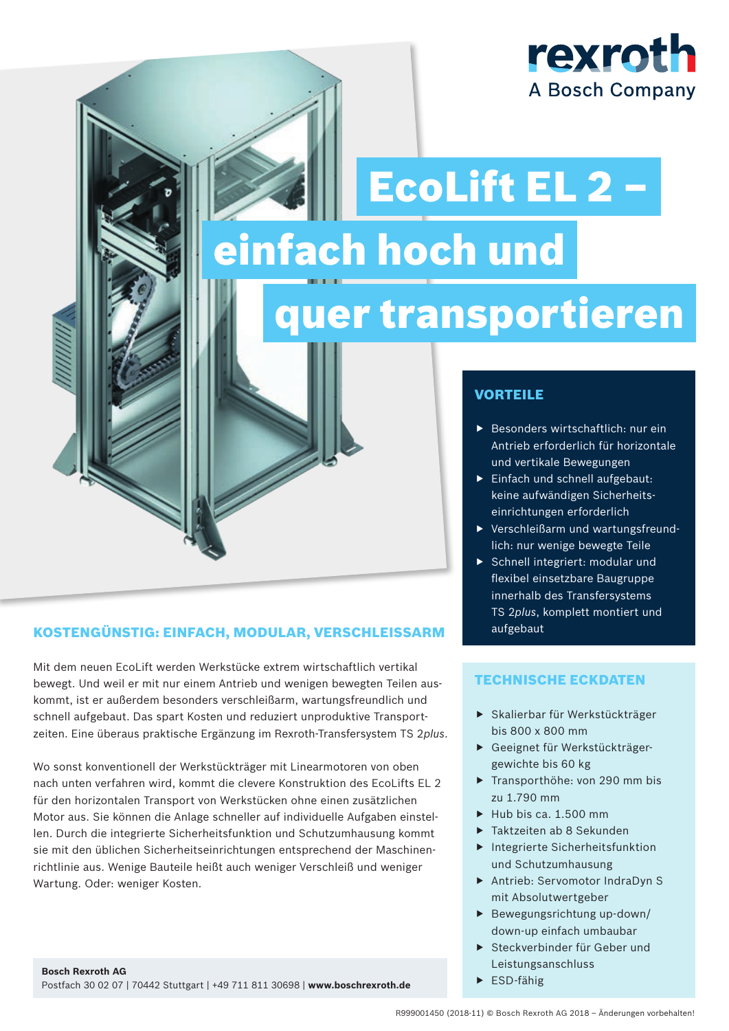rexroth
A Bosch Company

# EcoLift EL 2 – einfach hoch und quer transportieren

## VORTEILE

- Besonders wirtschaftlich: nur ein Antrieb erforderlich für horizontale und vertikale Bewegungen
- Einfach und schnell aufgebaut: keine aufwändigen Sicherheitseinrichtungen erforderlich
- Verschleißarm und wartungsfreundlich: nur wenige bewegte Teile
- Schnell integriert: modular und flexibel einsetzbare Baugruppe innerhalb des Transfersystems TS 2*plus*, komplett montiert und aufgebaut

## KOSTENGÜNSTIG: EINFACH, MODULAR, VERSCHLEISSARM

Mit dem neuen EcoLift werden Werkstücke extrem wirtschaftlich vertikal bewegt. Und weil er mit nur einem Antrieb und wenigen bewegten Teilen auskommt, ist er außerdem besonders verschleißarm, wartungsfreundlich und schnell aufgebaut. Das spart Kosten und reduziert unproduktive Transportzeiten. Eine überaus praktische Ergänzung im Rexroth-Transfersystem TS 2*plus*.

Wo sonst konventionell der Werkstückträger mit Linearmotoren von oben nach unten verfahren wird, kommt die clevere Konstruktion des EcoLifts EL 2 für den horizontalen Transport von Werkstücken ohne einen zusätzlichen Motor aus. Sie können die Anlage schneller auf individuelle Aufgaben einstellen. Durch die integrierte Sicherheitsfunktion und Schutzumhausung kommt sie mit den üblichen Sicherheitseinrichtungen entsprechend der Maschinenrichtlinie aus. Wenige Bauteile heißt auch weniger Verschleiß und weniger Wartung. Oder: weniger Kosten.

## TECHNISCHE ECKDATEN

- Skalierbar für Werkstückträger bis 800 x 800 mm
- Geeignet für Werkstückträgergewichte bis 60 kg
- Transporthöhe: von 290 mm bis zu 1.790 mm
- Hub bis ca. 1.500 mm
- Taktzeiten ab 8 Sekunden
- Integrierte Sicherheitsfunktion und Schutzumhausung
- Antrieb: Servomotor IndraDyn S mit Absolutwertgeber
- Bewegungsrichtung up-down/down-up einfach umbaubar
- Steckverbinder für Geber und Leistungsanschluss
- ESD-fähig

**Bosch Rexroth AG**
Postfach 30 02 07 | 70442 Stuttgart | +49 711 811 30698 | **www.boschrexroth.de**

R999001450 (2018-11) © Bosch Rexroth AG 2018 – Änderungen vorbehalten!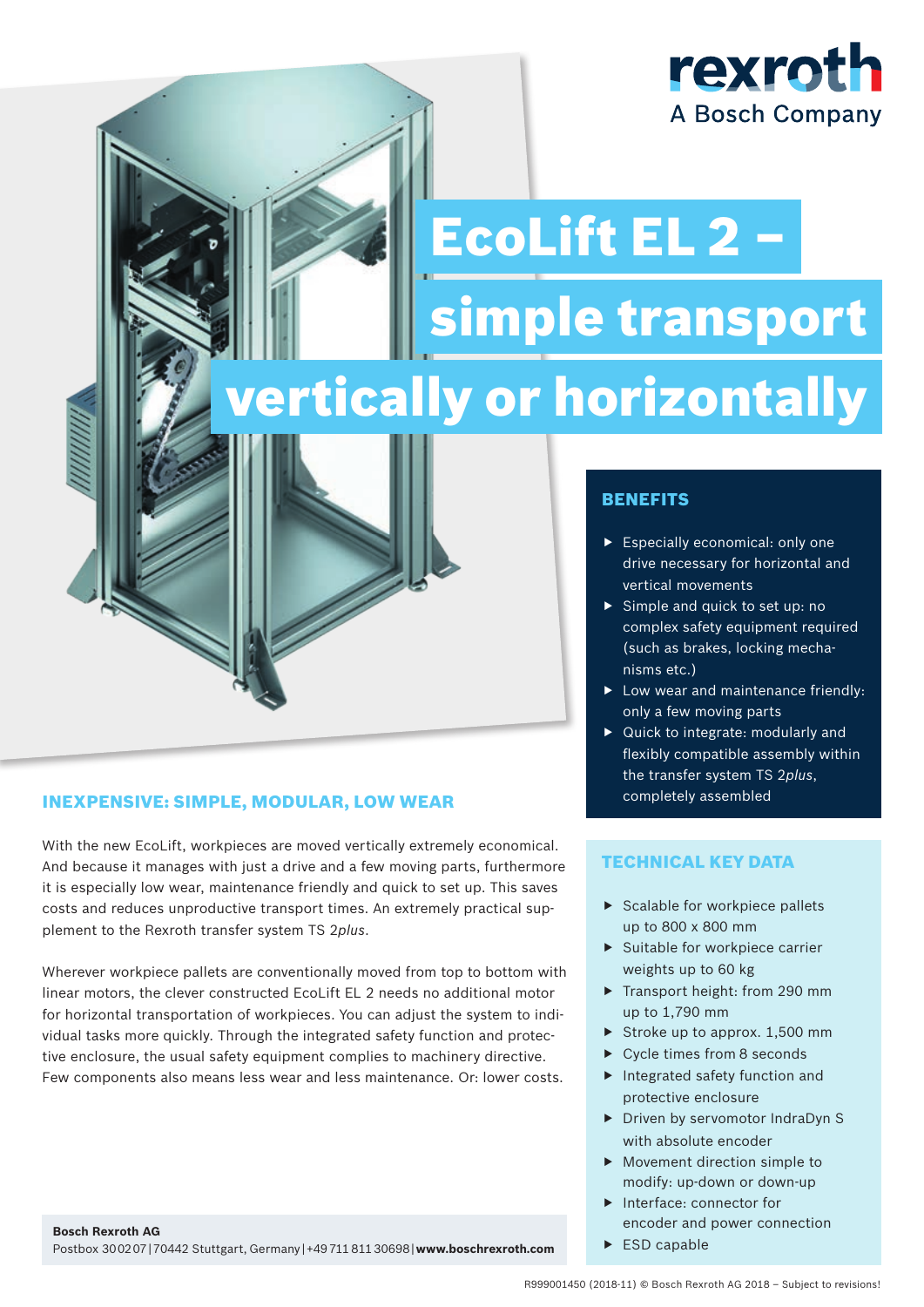rexroth
A Bosch Company

# EcoLift EL 2 – simple transport vertically or horizontally

## BENEFITS

- Especially economical: only one drive necessary for horizontal and vertical movements
- Simple and quick to set up: no complex safety equipment required (such as brakes, locking mechanisms etc.)
- Low wear and maintenance friendly: only a few moving parts
- Quick to integrate: modularly and flexibly compatible assembly within the transfer system TS 2*plus*, completely assembled

## INEXPENSIVE: SIMPLE, MODULAR, LOW WEAR

With the new EcoLift, workpieces are moved vertically extremely economical. And because it manages with just a drive and a few moving parts, furthermore it is especially low wear, maintenance friendly and quick to set up. This saves costs and reduces unproductive transport times. An extremely practical supplement to the Rexroth transfer system TS 2*plus*.

Wherever workpiece pallets are conventionally moved from top to bottom with linear motors, the clever constructed EcoLift EL 2 needs no additional motor for horizontal transportation of workpieces. You can adjust the system to individual tasks more quickly. Through the integrated safety function and protective enclosure, the usual safety equipment complies to machinery directive. Few components also means less wear and less maintenance. Or: lower costs.

## TECHNICAL KEY DATA

- Scalable for workpiece pallets up to 800 x 800 mm
- Suitable for workpiece carrier weights up to 60 kg
- Transport height: from 290 mm up to 1,790 mm
- Stroke up to approx. 1,500 mm
- Cycle times from 8 seconds
- Integrated safety function and protective enclosure
- Driven by servomotor IndraDyn S with absolute encoder
- Movement direction simple to modify: up-down or down-up
- Interface: connector for encoder and power connection
- ESD capable

**Bosch Rexroth AG**
Postbox 30 02 07 | 70442 Stuttgart, Germany | +49 711 811 30698 | **www.boschrexroth.com**

R999001450 (2018-11) © Bosch Rexroth AG 2018 – Subject to revisions!